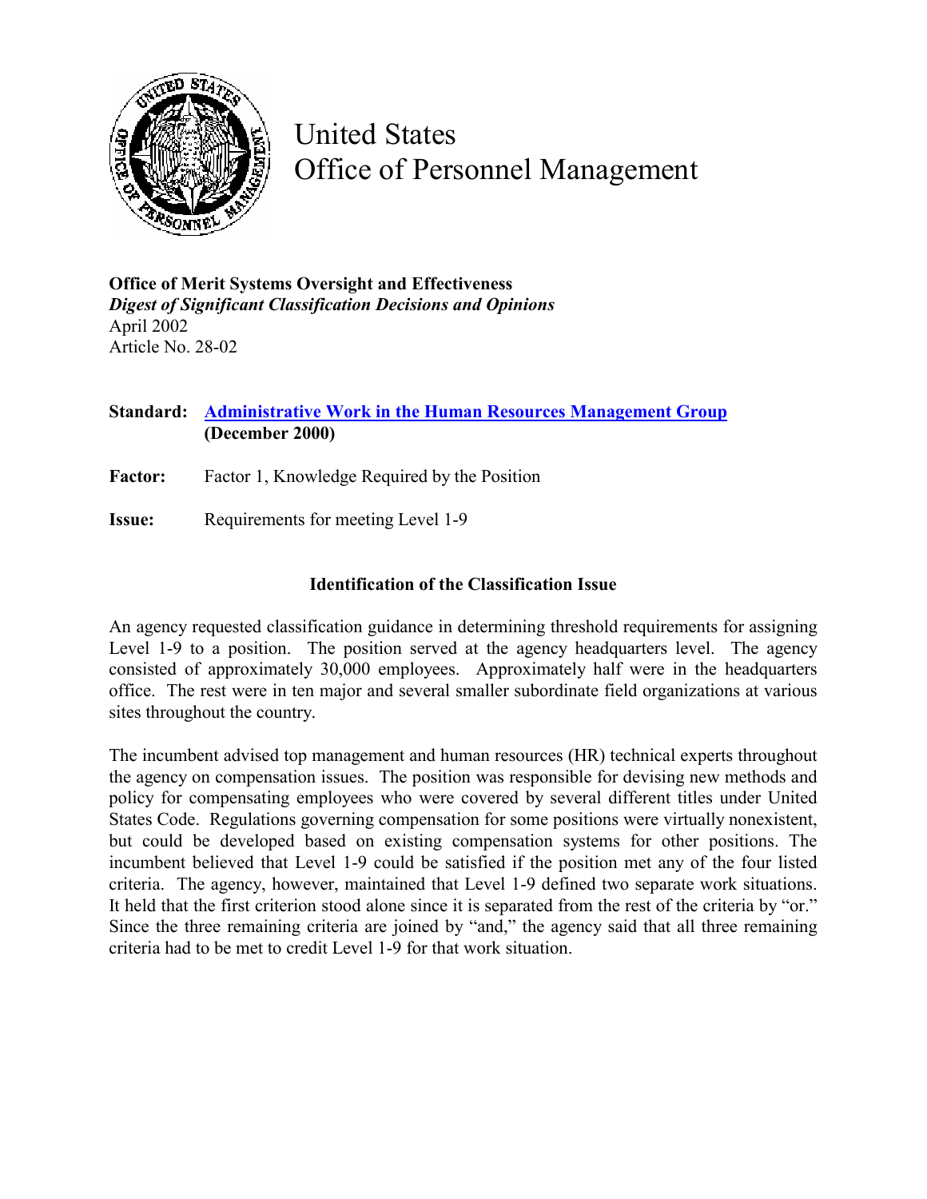# United States Office of Personnel Management

**Office of Merit Systems Oversight and Effectiveness**
***Digest of Significant Classification Decisions and Opinions***
April 2002
Article No. 28-02

**Standard:** **[Administrative Work in the Human Resources Management Group](#) (December 2000)**

**Factor:** Factor 1, Knowledge Required by the Position

**Issue:** Requirements for meeting Level 1-9

## Identification of the Classification Issue

An agency requested classification guidance in determining threshold requirements for assigning Level 1-9 to a position. The position served at the agency headquarters level. The agency consisted of approximately 30,000 employees. Approximately half were in the headquarters office. The rest were in ten major and several smaller subordinate field organizations at various sites throughout the country.

The incumbent advised top management and human resources (HR) technical experts throughout the agency on compensation issues. The position was responsible for devising new methods and policy for compensating employees who were covered by several different titles under United States Code. Regulations governing compensation for some positions were virtually nonexistent, but could be developed based on existing compensation systems for other positions. The incumbent believed that Level 1-9 could be satisfied if the position met any of the four listed criteria. The agency, however, maintained that Level 1-9 defined two separate work situations. It held that the first criterion stood alone since it is separated from the rest of the criteria by "or." Since the three remaining criteria are joined by "and," the agency said that all three remaining criteria had to be met to credit Level 1-9 for that work situation.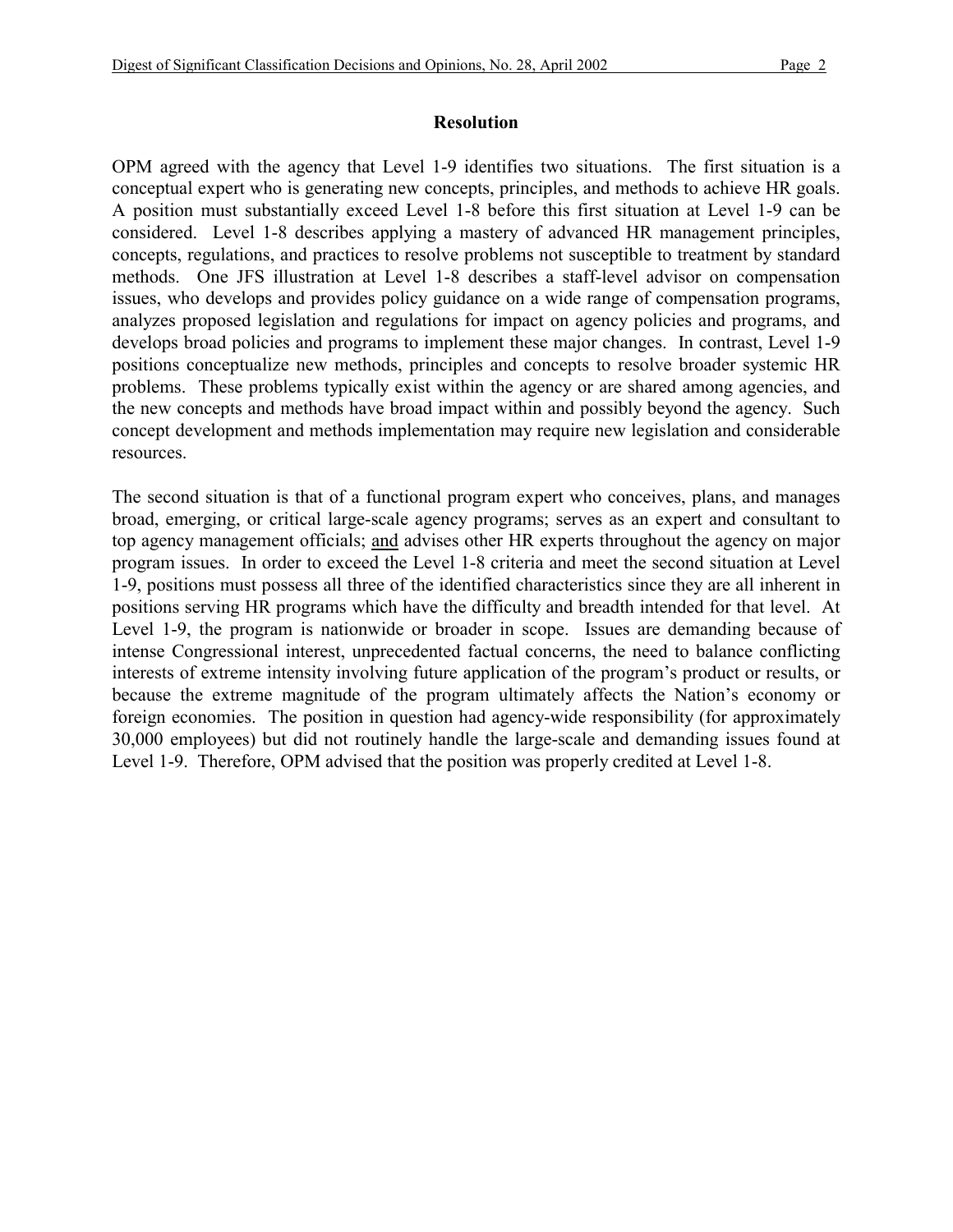## Resolution

OPM agreed with the agency that Level 1-9 identifies two situations. The first situation is a conceptual expert who is generating new concepts, principles, and methods to achieve HR goals. A position must substantially exceed Level 1-8 before this first situation at Level 1-9 can be considered. Level 1-8 describes applying a mastery of advanced HR management principles, concepts, regulations, and practices to resolve problems not susceptible to treatment by standard methods. One JFS illustration at Level 1-8 describes a staff-level advisor on compensation issues, who develops and provides policy guidance on a wide range of compensation programs, analyzes proposed legislation and regulations for impact on agency policies and programs, and develops broad policies and programs to implement these major changes. In contrast, Level 1-9 positions conceptualize new methods, principles and concepts to resolve broader systemic HR problems. These problems typically exist within the agency or are shared among agencies, and the new concepts and methods have broad impact within and possibly beyond the agency. Such concept development and methods implementation may require new legislation and considerable resources.

The second situation is that of a functional program expert who conceives, plans, and manages broad, emerging, or critical large-scale agency programs; serves as an expert and consultant to top agency management officials; and advises other HR experts throughout the agency on major program issues. In order to exceed the Level 1-8 criteria and meet the second situation at Level 1-9, positions must possess all three of the identified characteristics since they are all inherent in positions serving HR programs which have the difficulty and breadth intended for that level. At Level 1-9, the program is nationwide or broader in scope. Issues are demanding because of intense Congressional interest, unprecedented factual concerns, the need to balance conflicting interests of extreme intensity involving future application of the program's product or results, or because the extreme magnitude of the program ultimately affects the Nation's economy or foreign economies. The position in question had agency-wide responsibility (for approximately 30,000 employees) but did not routinely handle the large-scale and demanding issues found at Level 1-9. Therefore, OPM advised that the position was properly credited at Level 1-8.